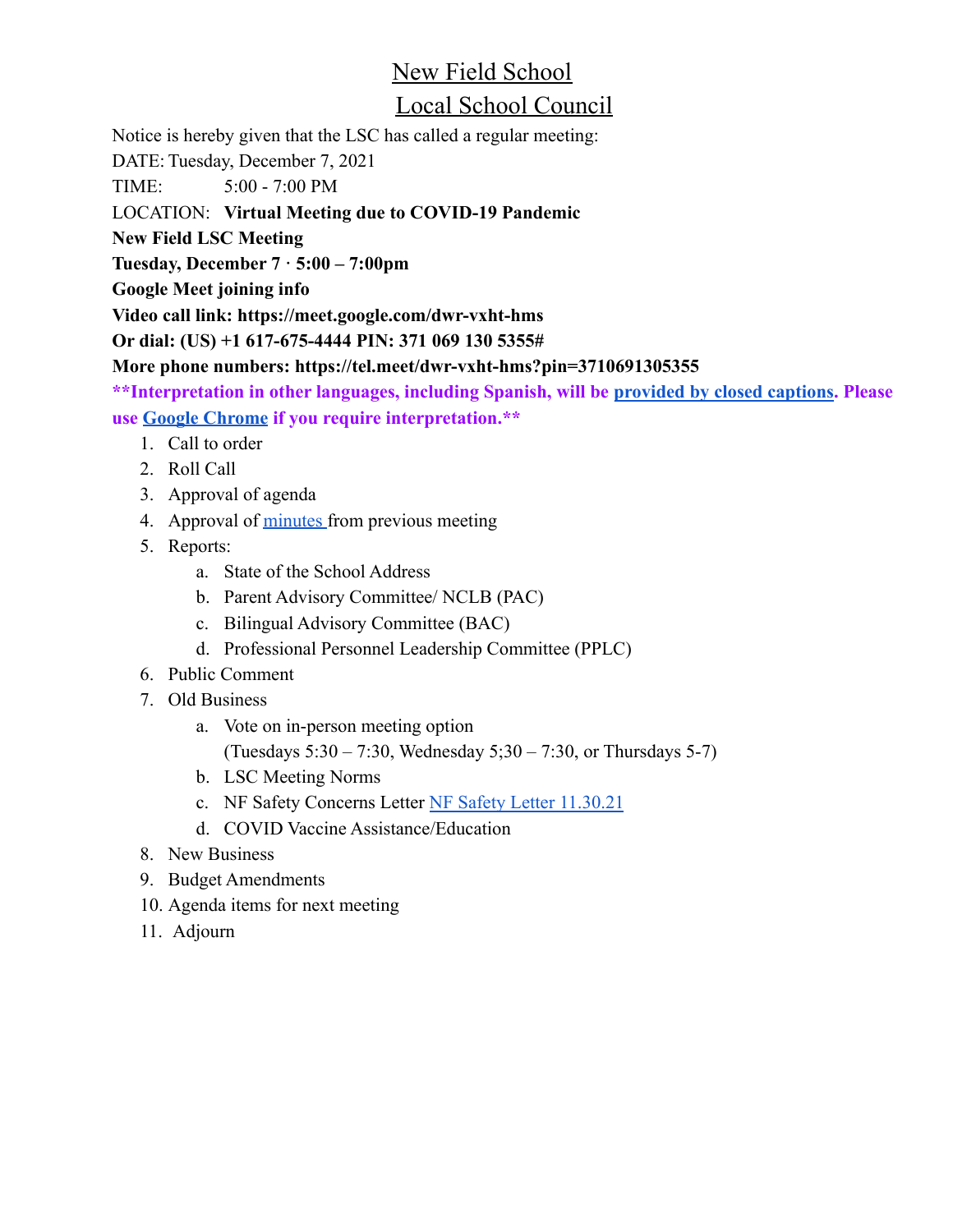# New Field School

## Local School Council

Notice is hereby given that the LSC has called a regular meeting:

DATE: Tuesday, December 7, 2021

TIME: 5:00 - 7:00 PM

LOCATION: **Virtual Meeting due to COVID-19 Pandemic**

**New Field LSC Meeting**

**Tuesday, December 7 · 5:00 – 7:00pm**

**Google Meet joining info**

**Video call link: https://meet.google.com/dwr-vxht-hms**

**Or dial: (US) +1 617-675-4444 PIN: 371 069 130 5355#**

**More phone numbers: https://tel.meet/dwr-vxht-hms?pin=3710691305355**

****Interpretation in other languages, including Spanish, will be provided by closed captions. Please use Google Chrome if you require interpretation.****

1. Call to order
2. Roll Call
3. Approval of agenda
4. Approval of minutes from previous meeting
5. Reports:
   a. State of the School Address
   b. Parent Advisory Committee/ NCLB (PAC)
   c. Bilingual Advisory Committee (BAC)
   d. Professional Personnel Leadership Committee (PPLC)
6. Public Comment
7. Old Business
   a. Vote on in-person meeting option
      (Tuesdays 5:30 – 7:30, Wednesday 5;30 – 7:30, or Thursdays 5-7)
   b. LSC Meeting Norms
   c. NF Safety Concerns Letter NF Safety Letter 11.30.21
   d. COVID Vaccine Assistance/Education
8. New Business
9. Budget Amendments
10. Agenda items for next meeting
11. Adjourn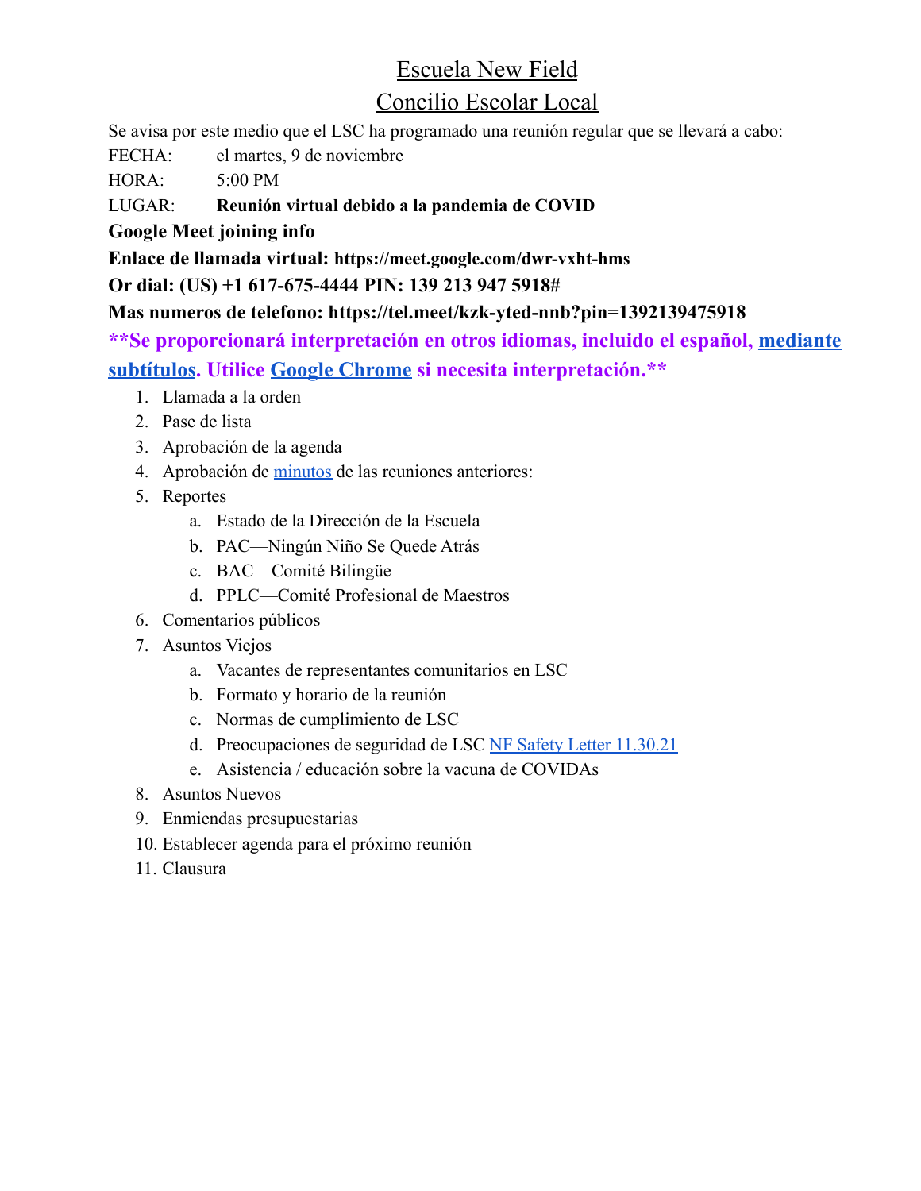# Escuela New Field

## Concilio Escolar Local

Se avisa por este medio que el LSC ha programado una reunión regular que se llevará a cabo:

FECHA: el martes, 9 de noviembre

HORA: 5:00 PM

LUGAR: **Reunión virtual debido a la pandemia de COVID**

**Google Meet joining info**

**Enlace de llamada virtual: https://meet.google.com/dwr-vxht-hms**

**Or dial: (US) +1 617-675-4444 PIN: 139 213 947 5918#**

**Mas numeros de telefono: https://tel.meet/kzk-yted-nnb?pin=1392139475918**

****Se proporcionará interpretación en otros idiomas, incluido el español, mediante subtítulos. Utilice Google Chrome si necesita interpretación.****

1. Llamada a la orden
2. Pase de lista
3. Aprobación de la agenda
4. Aprobación de minutos de las reuniones anteriores:
5. Reportes
   a. Estado de la Dirección de la Escuela
   b. PAC—Ningún Niño Se Quede Atrás
   c. BAC—Comité Bilingüe
   d. PPLC—Comité Profesional de Maestros
6. Comentarios públicos
7. Asuntos Viejos
   a. Vacantes de representantes comunitarios en LSC
   b. Formato y horario de la reunión
   c. Normas de cumplimiento de LSC
   d. Preocupaciones de seguridad de LSC NF Safety Letter 11.30.21
   e. Asistencia / educación sobre la vacuna de COVIDAs
8. Asuntos Nuevos
9. Enmiendas presupuestarias
10. Establecer agenda para el próximo reunión
11. Clausura